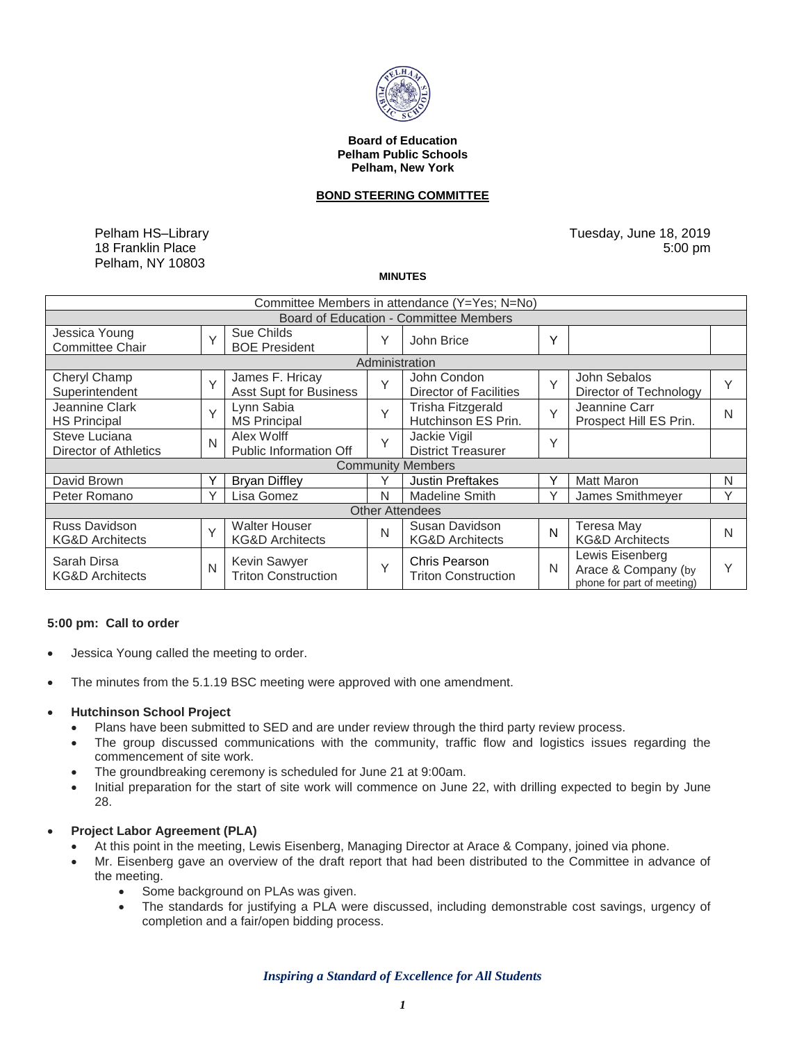**Board of Education**
**Pelham Public Schools**
**Pelham, New York**

**BOND STEERING COMMITTEE**

Pelham HS–Library
18 Franklin Place
Pelham, NY 10803

Tuesday, June 18, 2019
5:00 pm

**MINUTES**

| Committee Members in attendance (Y=Yes; N=No) | | | | | | | |
|---|---|---|---|---|---|---|---|
| **Board of Education - Committee Members** | | | | | | | |
| Jessica Young<br>Committee Chair | Y | Sue Childs<br>BOE President | Y | John Brice | Y | | |
| **Administration** | | | | | | | |
| Cheryl Champ<br>Superintendent | Y | James F. Hricay<br>Asst Supt for Business | Y | John Condon<br>Director of Facilities | Y | John Sebalos<br>Director of Technology | Y |
| Jeannine Clark<br>HS Principal | Y | Lynn Sabia<br>MS Principal | Y | Trisha Fitzgerald<br>Hutchinson ES Prin. | Y | Jeannine Carr<br>Prospect Hill ES Prin. | N |
| Steve Luciana<br>Director of Athletics | N | Alex Wolff<br>Public Information Off | Y | Jackie Vigil<br>District Treasurer | Y | | |
| **Community Members** | | | | | | | |
| David Brown | Y | Bryan Diffley | Y | Justin Preftakes | Y | Matt Maron | N |
| Peter Romano | Y | Lisa Gomez | N | Madeline Smith | Y | James Smithmeyer | Y |
| **Other Attendees** | | | | | | | |
| Russ Davidson<br>KG&D Architects | Y | Walter Houser<br>KG&D Architects | N | Susan Davidson<br>KG&D Architects | N | Teresa May<br>KG&D Architects | N |
| Sarah Dirsa<br>KG&D Architects | N | Kevin Sawyer<br>Triton Construction | Y | Chris Pearson<br>Triton Construction | N | Lewis Eisenberg<br>Arace & Company (by phone for part of meeting) | Y |

**5:00 pm: Call to order**

- Jessica Young called the meeting to order.
- The minutes from the 5.1.19 BSC meeting were approved with one amendment.
- **Hutchinson School Project**
  - Plans have been submitted to SED and are under review through the third party review process.
  - The group discussed communications with the community, traffic flow and logistics issues regarding the commencement of site work.
  - The groundbreaking ceremony is scheduled for June 21 at 9:00am.
  - Initial preparation for the start of site work will commence on June 22, with drilling expected to begin by June 28.
- **Project Labor Agreement (PLA)**
  - At this point in the meeting, Lewis Eisenberg, Managing Director at Arace & Company, joined via phone.
  - Mr. Eisenberg gave an overview of the draft report that had been distributed to the Committee in advance of the meeting.
    - Some background on PLAs was given.
    - The standards for justifying a PLA were discussed, including demonstrable cost savings, urgency of completion and a fair/open bidding process.

*Inspiring a Standard of Excellence for All Students*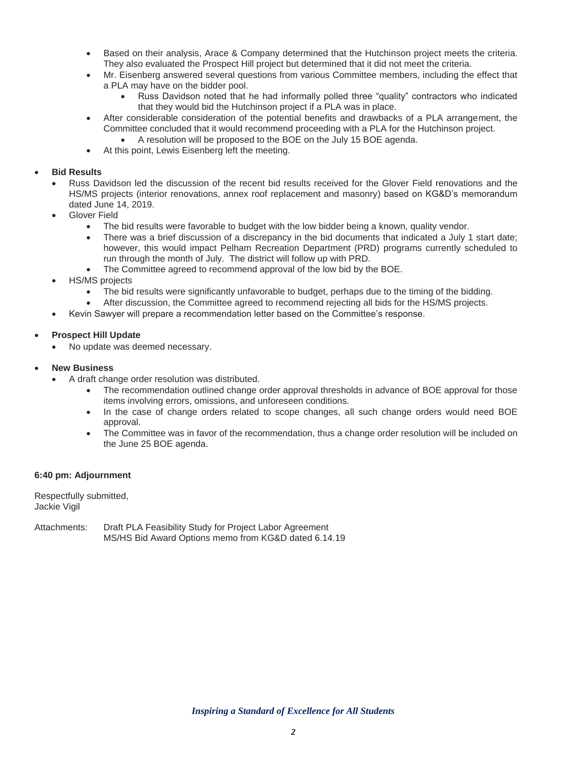- Based on their analysis, Arace & Company determined that the Hutchinson project meets the criteria. They also evaluated the Prospect Hill project but determined that it did not meet the criteria.
- Mr. Eisenberg answered several questions from various Committee members, including the effect that a PLA may have on the bidder pool.
  - Russ Davidson noted that he had informally polled three "quality" contractors who indicated that they would bid the Hutchinson project if a PLA was in place.
- After considerable consideration of the potential benefits and drawbacks of a PLA arrangement, the Committee concluded that it would recommend proceeding with a PLA for the Hutchinson project.
  - A resolution will be proposed to the BOE on the July 15 BOE agenda.
- At this point, Lewis Eisenberg left the meeting.

- **Bid Results**
  - Russ Davidson led the discussion of the recent bid results received for the Glover Field renovations and the HS/MS projects (interior renovations, annex roof replacement and masonry) based on KG&D's memorandum dated June 14, 2019.
  - Glover Field
    - The bid results were favorable to budget with the low bidder being a known, quality vendor.
    - There was a brief discussion of a discrepancy in the bid documents that indicated a July 1 start date; however, this would impact Pelham Recreation Department (PRD) programs currently scheduled to run through the month of July. The district will follow up with PRD.
    - The Committee agreed to recommend approval of the low bid by the BOE.
  - HS/MS projects
    - The bid results were significantly unfavorable to budget, perhaps due to the timing of the bidding.
    - After discussion, the Committee agreed to recommend rejecting all bids for the HS/MS projects.
  - Kevin Sawyer will prepare a recommendation letter based on the Committee's response.

- **Prospect Hill Update**
  - No update was deemed necessary.

- **New Business**
  - A draft change order resolution was distributed.
    - The recommendation outlined change order approval thresholds in advance of BOE approval for those items involving errors, omissions, and unforeseen conditions.
    - In the case of change orders related to scope changes, all such change orders would need BOE approval.
    - The Committee was in favor of the recommendation, thus a change order resolution will be included on the June 25 BOE agenda.

**6:40 pm: Adjournment**

Respectfully submitted,
Jackie Vigil

Attachments: Draft PLA Feasibility Study for Project Labor Agreement
MS/HS Bid Award Options memo from KG&D dated 6.14.19